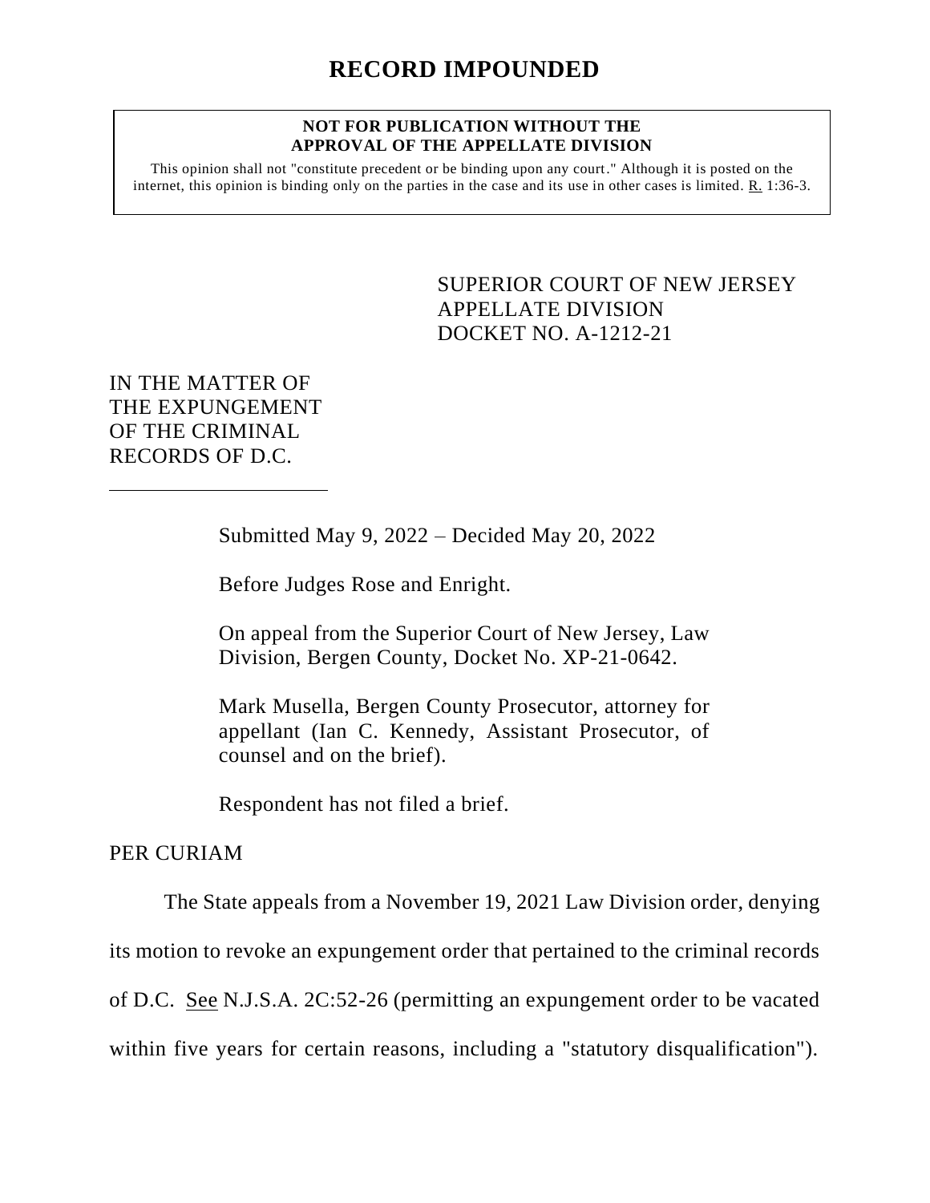# RECORD IMPOUNDED

**NOT FOR PUBLICATION WITHOUT THE APPROVAL OF THE APPELLATE DIVISION**

This opinion shall not "constitute precedent or be binding upon any court." Although it is posted on the internet, this opinion is binding only on the parties in the case and its use in other cases is limited. R. 1:36-3.

SUPERIOR COURT OF NEW JERSEY
APPELLATE DIVISION
DOCKET NO. A-1212-21

IN THE MATTER OF THE EXPUNGEMENT OF THE CRIMINAL RECORDS OF D.C.

Submitted May 9, 2022 – Decided May 20, 2022

Before Judges Rose and Enright.

On appeal from the Superior Court of New Jersey, Law Division, Bergen County, Docket No. XP-21-0642.

Mark Musella, Bergen County Prosecutor, attorney for appellant (Ian C. Kennedy, Assistant Prosecutor, of counsel and on the brief).

Respondent has not filed a brief.

PER CURIAM

The State appeals from a November 19, 2021 Law Division order, denying its motion to revoke an expungement order that pertained to the criminal records of D.C. See N.J.S.A. 2C:52-26 (permitting an expungement order to be vacated within five years for certain reasons, including a "statutory disqualification").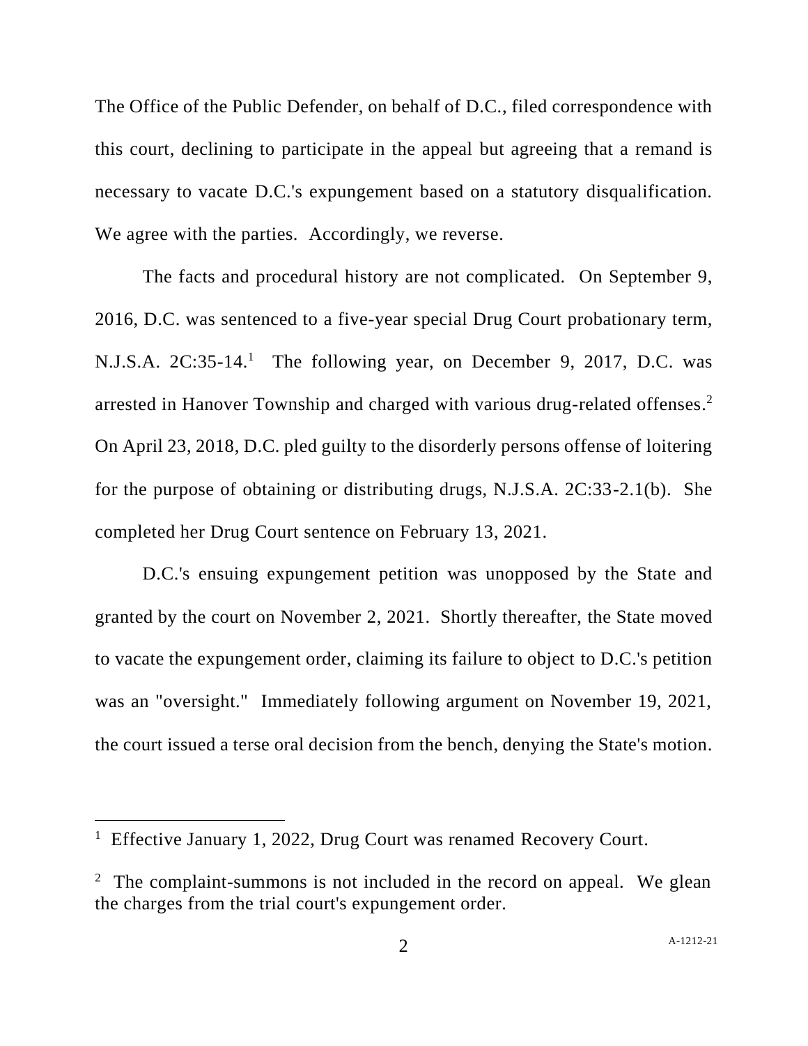The Office of the Public Defender, on behalf of D.C., filed correspondence with this court, declining to participate in the appeal but agreeing that a remand is necessary to vacate D.C.'s expungement based on a statutory disqualification. We agree with the parties. Accordingly, we reverse.

The facts and procedural history are not complicated. On September 9, 2016, D.C. was sentenced to a five-year special Drug Court probationary term, N.J.S.A. 2C:35-14.[1] The following year, on December 9, 2017, D.C. was arrested in Hanover Township and charged with various drug-related offenses.[2] On April 23, 2018, D.C. pled guilty to the disorderly persons offense of loitering for the purpose of obtaining or distributing drugs, N.J.S.A. 2C:33-2.1(b). She completed her Drug Court sentence on February 13, 2021.

D.C.'s ensuing expungement petition was unopposed by the State and granted by the court on November 2, 2021. Shortly thereafter, the State moved to vacate the expungement order, claiming its failure to object to D.C.'s petition was an "oversight." Immediately following argument on November 19, 2021, the court issued a terse oral decision from the bench, denying the State's motion.

---

[1] Effective January 1, 2022, Drug Court was renamed Recovery Court.

[2] The complaint-summons is not included in the record on appeal. We glean the charges from the trial court's expungement order.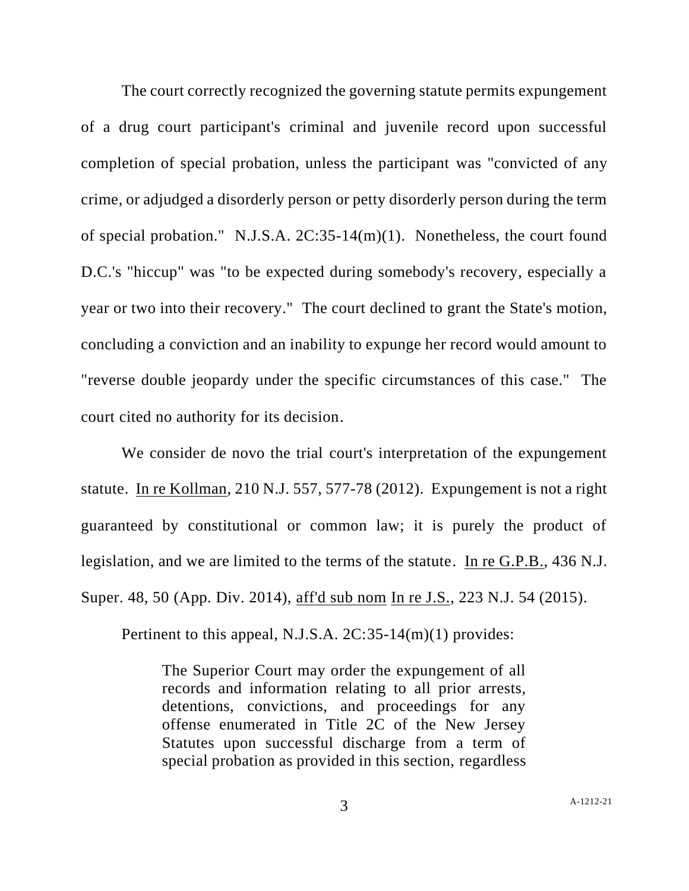The court correctly recognized the governing statute permits expungement of a drug court participant's criminal and juvenile record upon successful completion of special probation, unless the participant was "convicted of any crime, or adjudged a disorderly person or petty disorderly person during the term of special probation." N.J.S.A. 2C:35-14(m)(1). Nonetheless, the court found D.C.'s "hiccup" was "to be expected during somebody's recovery, especially a year or two into their recovery." The court declined to grant the State's motion, concluding a conviction and an inability to expunge her record would amount to "reverse double jeopardy under the specific circumstances of this case." The court cited no authority for its decision.

We consider de novo the trial court's interpretation of the expungement statute. In re Kollman, 210 N.J. 557, 577-78 (2012). Expungement is not a right guaranteed by constitutional or common law; it is purely the product of legislation, and we are limited to the terms of the statute. In re G.P.B., 436 N.J. Super. 48, 50 (App. Div. 2014), aff'd sub nom In re J.S., 223 N.J. 54 (2015).

Pertinent to this appeal, N.J.S.A. 2C:35-14(m)(1) provides:

> The Superior Court may order the expungement of all records and information relating to all prior arrests, detentions, convictions, and proceedings for any offense enumerated in Title 2C of the New Jersey Statutes upon successful discharge from a term of special probation as provided in this section, regardless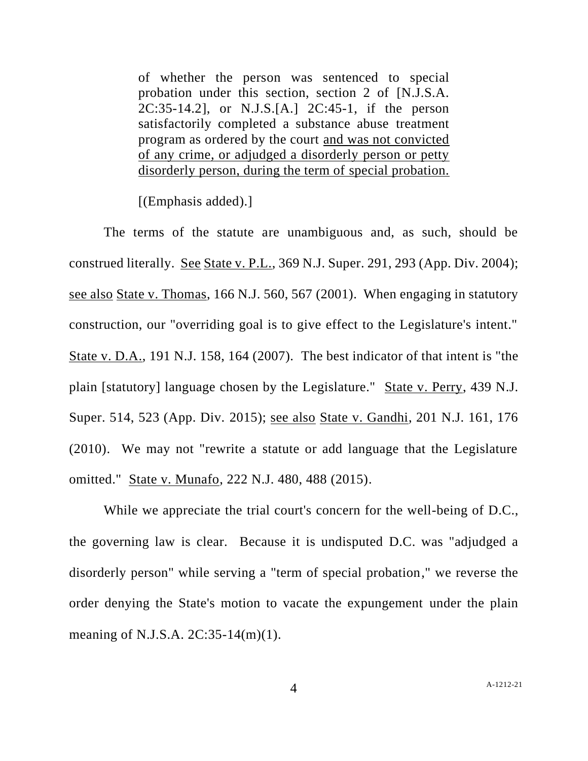> of whether the person was sentenced to special probation under this section, section 2 of [N.J.S.A. 2C:35-14.2], or N.J.S.[A.] 2C:45-1, if the person satisfactorily completed a substance abuse treatment program as ordered by the court <u>and was not convicted of any crime, or adjudged a disorderly person or petty disorderly person, during the term of special probation.</u>
>
> [(Emphasis added).]

The terms of the statute are unambiguous and, as such, should be construed literally. <u>See</u> <u>State v. P.L.</u>, 369 N.J. Super. 291, 293 (App. Div. 2004); <u>see also</u> <u>State v. Thomas</u>, 166 N.J. 560, 567 (2001). When engaging in statutory construction, our "overriding goal is to give effect to the Legislature's intent." <u>State v. D.A.</u>, 191 N.J. 158, 164 (2007). The best indicator of that intent is "the plain [statutory] language chosen by the Legislature." <u>State v. Perry</u>, 439 N.J. Super. 514, 523 (App. Div. 2015); <u>see also</u> <u>State v. Gandhi</u>, 201 N.J. 161, 176 (2010). We may not "rewrite a statute or add language that the Legislature omitted." <u>State v. Munafo</u>, 222 N.J. 480, 488 (2015).

While we appreciate the trial court's concern for the well-being of D.C., the governing law is clear. Because it is undisputed D.C. was "adjudged a disorderly person" while serving a "term of special probation," we reverse the order denying the State's motion to vacate the expungement under the plain meaning of N.J.S.A. 2C:35-14(m)(1).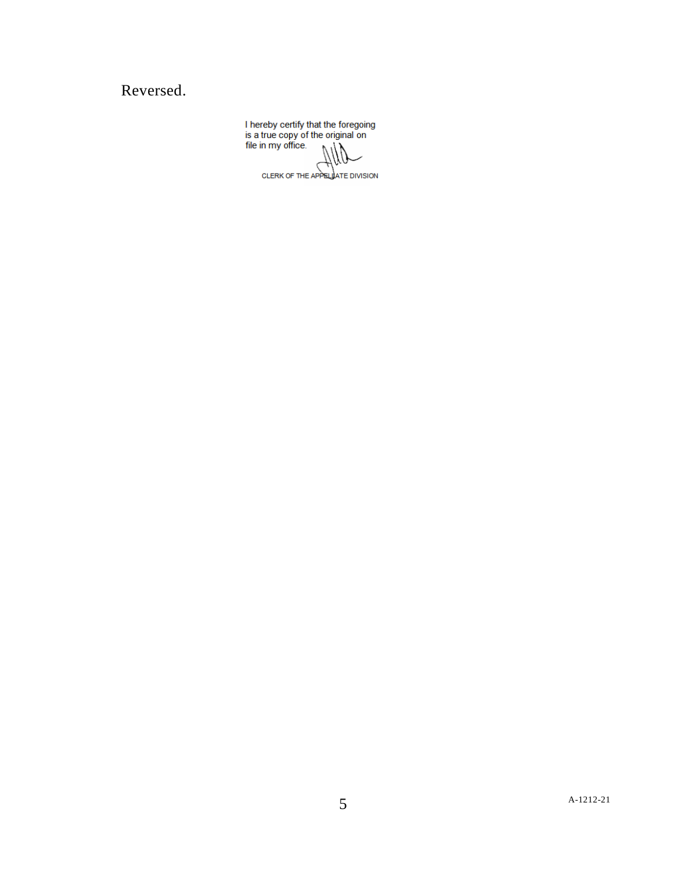Reversed.

I hereby certify that the foregoing is a true copy of the original on file in my office.

CLERK OF THE APPELLATE DIVISION